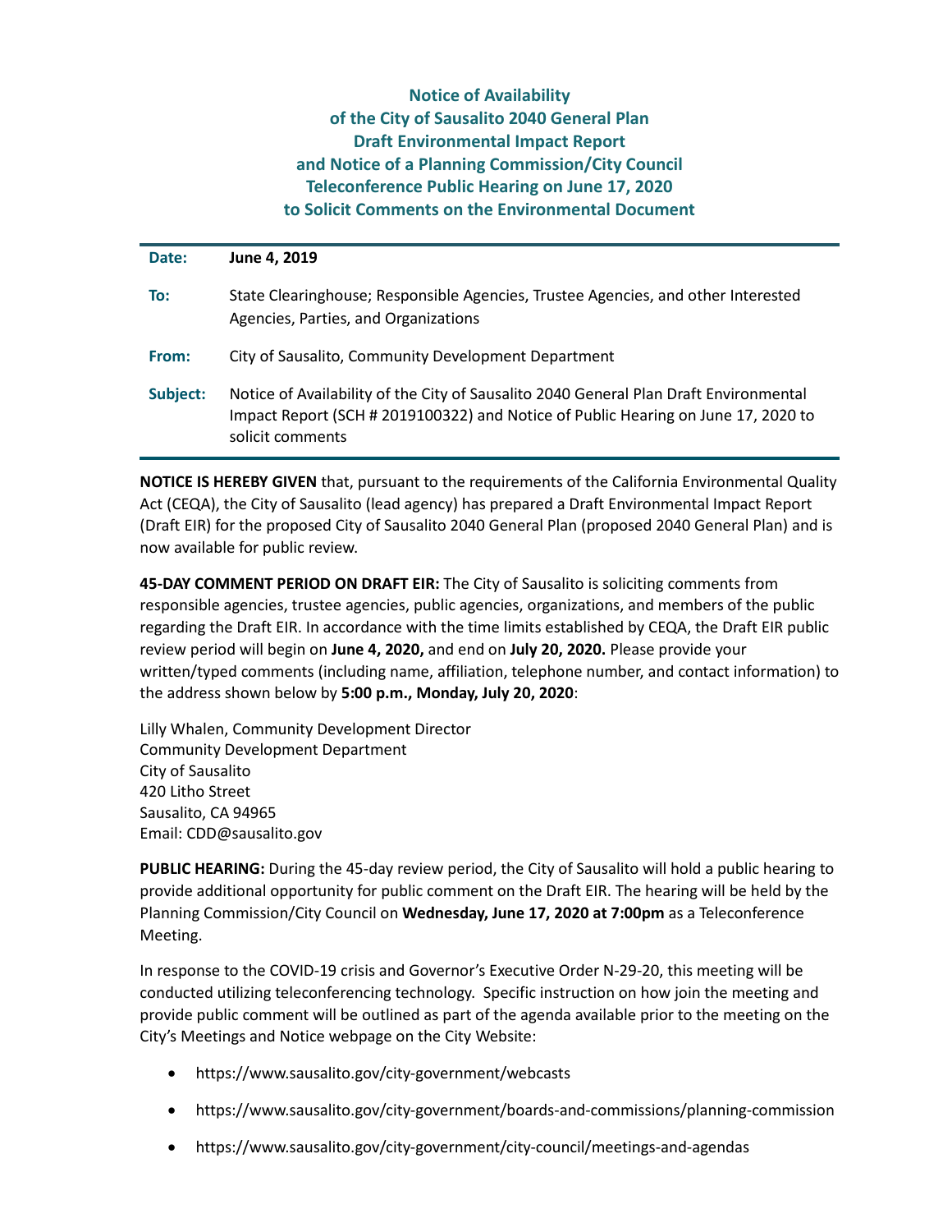# Notice of Availability of the City of Sausalito 2040 General Plan Draft Environmental Impact Report and Notice of a Planning Commission/City Council Teleconference Public Hearing on June 17, 2020 to Solicit Comments on the Environmental Document

| | |
|---|---|
| **Date:** | **June 4, 2019** |
| **To:** | State Clearinghouse; Responsible Agencies, Trustee Agencies, and other Interested Agencies, Parties, and Organizations |
| **From:** | City of Sausalito, Community Development Department |
| **Subject:** | Notice of Availability of the City of Sausalito 2040 General Plan Draft Environmental Impact Report (SCH # 2019100322) and Notice of Public Hearing on June 17, 2020 to solicit comments |

**NOTICE IS HEREBY GIVEN** that, pursuant to the requirements of the California Environmental Quality Act (CEQA), the City of Sausalito (lead agency) has prepared a Draft Environmental Impact Report (Draft EIR) for the proposed City of Sausalito 2040 General Plan (proposed 2040 General Plan) and is now available for public review.

**45-DAY COMMENT PERIOD ON DRAFT EIR:** The City of Sausalito is soliciting comments from responsible agencies, trustee agencies, public agencies, organizations, and members of the public regarding the Draft EIR. In accordance with the time limits established by CEQA, the Draft EIR public review period will begin on **June 4, 2020,** and end on **July 20, 2020.** Please provide your written/typed comments (including name, affiliation, telephone number, and contact information) to the address shown below by **5:00 p.m., Monday, July 20, 2020**:

Lilly Whalen, Community Development Director
Community Development Department
City of Sausalito
420 Litho Street
Sausalito, CA 94965
Email: CDD@sausalito.gov

**PUBLIC HEARING:** During the 45-day review period, the City of Sausalito will hold a public hearing to provide additional opportunity for public comment on the Draft EIR. The hearing will be held by the Planning Commission/City Council on **Wednesday, June 17, 2020 at 7:00pm** as a Teleconference Meeting.

In response to the COVID-19 crisis and Governor's Executive Order N-29-20, this meeting will be conducted utilizing teleconferencing technology. Specific instruction on how join the meeting and provide public comment will be outlined as part of the agenda available prior to the meeting on the City's Meetings and Notice webpage on the City Website:

- https://www.sausalito.gov/city-government/webcasts
- https://www.sausalito.gov/city-government/boards-and-commissions/planning-commission
- https://www.sausalito.gov/city-government/city-council/meetings-and-agendas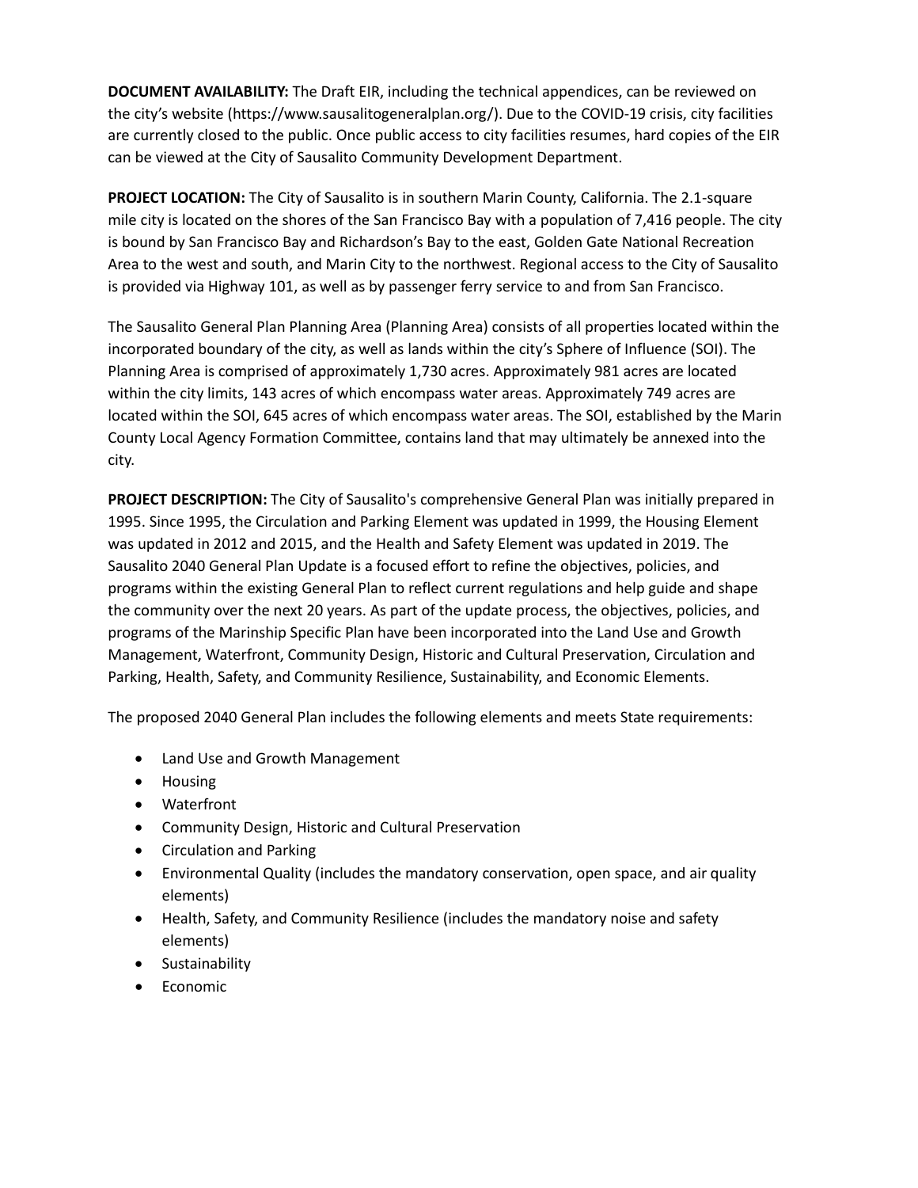**DOCUMENT AVAILABILITY:** The Draft EIR, including the technical appendices, can be reviewed on the city's website (https://www.sausalitogeneralplan.org/). Due to the COVID-19 crisis, city facilities are currently closed to the public. Once public access to city facilities resumes, hard copies of the EIR can be viewed at the City of Sausalito Community Development Department.

**PROJECT LOCATION:** The City of Sausalito is in southern Marin County, California. The 2.1-square mile city is located on the shores of the San Francisco Bay with a population of 7,416 people. The city is bound by San Francisco Bay and Richardson's Bay to the east, Golden Gate National Recreation Area to the west and south, and Marin City to the northwest. Regional access to the City of Sausalito is provided via Highway 101, as well as by passenger ferry service to and from San Francisco.

The Sausalito General Plan Planning Area (Planning Area) consists of all properties located within the incorporated boundary of the city, as well as lands within the city's Sphere of Influence (SOI). The Planning Area is comprised of approximately 1,730 acres. Approximately 981 acres are located within the city limits, 143 acres of which encompass water areas. Approximately 749 acres are located within the SOI, 645 acres of which encompass water areas. The SOI, established by the Marin County Local Agency Formation Committee, contains land that may ultimately be annexed into the city.

**PROJECT DESCRIPTION:** The City of Sausalito's comprehensive General Plan was initially prepared in 1995. Since 1995, the Circulation and Parking Element was updated in 1999, the Housing Element was updated in 2012 and 2015, and the Health and Safety Element was updated in 2019. The Sausalito 2040 General Plan Update is a focused effort to refine the objectives, policies, and programs within the existing General Plan to reflect current regulations and help guide and shape the community over the next 20 years. As part of the update process, the objectives, policies, and programs of the Marinship Specific Plan have been incorporated into the Land Use and Growth Management, Waterfront, Community Design, Historic and Cultural Preservation, Circulation and Parking, Health, Safety, and Community Resilience, Sustainability, and Economic Elements.

The proposed 2040 General Plan includes the following elements and meets State requirements:

- Land Use and Growth Management
- Housing
- Waterfront
- Community Design, Historic and Cultural Preservation
- Circulation and Parking
- Environmental Quality (includes the mandatory conservation, open space, and air quality elements)
- Health, Safety, and Community Resilience (includes the mandatory noise and safety elements)
- Sustainability
- Economic